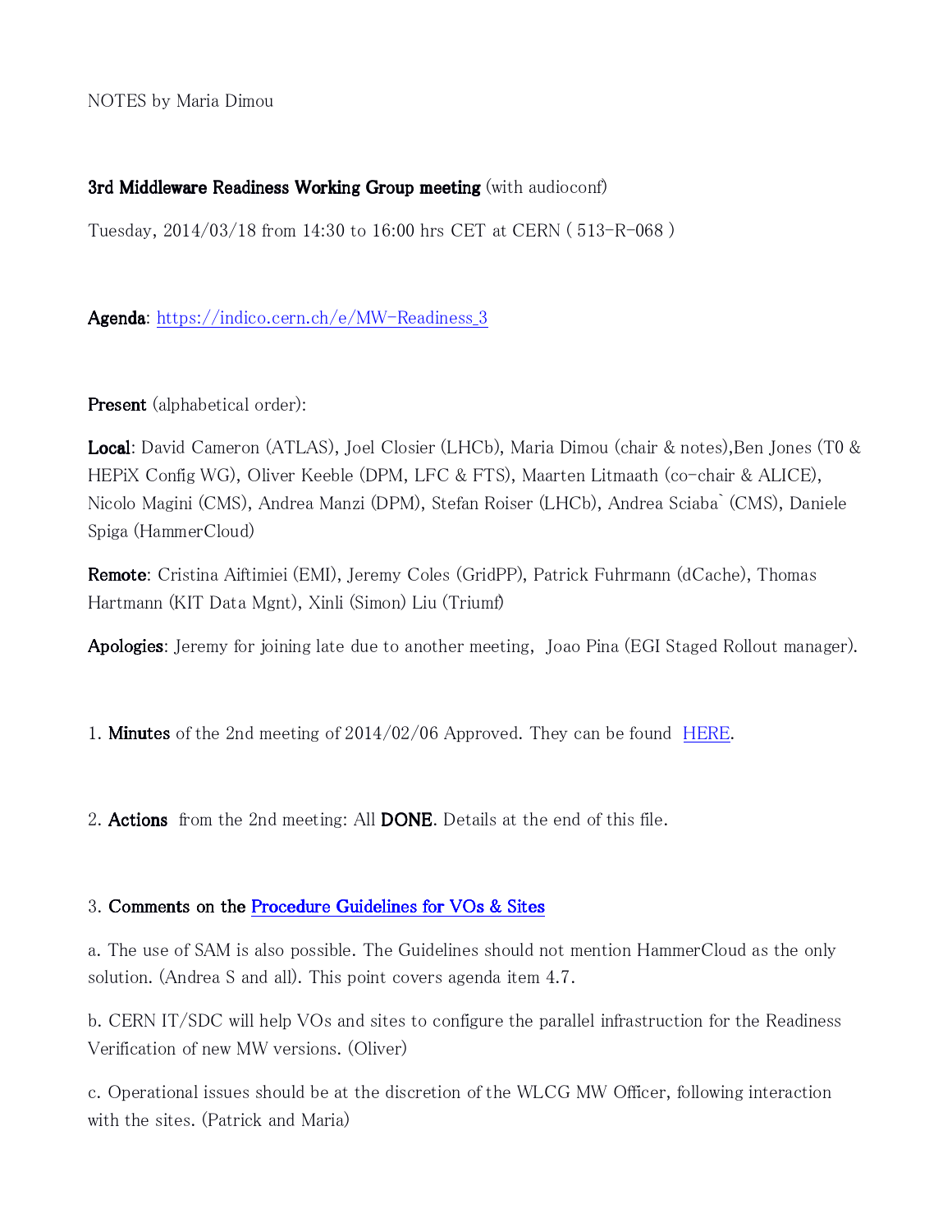NOTES by Maria Dimou

**3rd Middleware Readiness Working Group meeting** (with audioconf)

Tuesday, 2014/03/18 from 14:30 to 16:00 hrs CET at CERN ( 513-R-068 )

**Agenda**: [https://indico.cern.ch/e/MW-Readiness_3](https://indico.cern.ch/e/MW-Readiness_3)

**Present** (alphabetical order):

**Local**: David Cameron (ATLAS), Joel Closier (LHCb), Maria Dimou (chair & notes),Ben Jones (T0 & HEPiX Config WG), Oliver Keeble (DPM, LFC & FTS), Maarten Litmaath (co-chair & ALICE), Nicolo Magini (CMS), Andrea Manzi (DPM), Stefan Roiser (LHCb), Andrea Sciaba` (CMS), Daniele Spiga (HammerCloud)

**Remote**: Cristina Aiftimiei (EMI), Jeremy Coles (GridPP), Patrick Fuhrmann (dCache), Thomas Hartmann (KIT Data Mgnt), Xinli (Simon) Liu (Triumf)

**Apologies**: Jeremy for joining late due to another meeting, Joao Pina (EGI Staged Rollout manager).

1. **Minutes** of the 2nd meeting of 2014/02/06 Approved. They can be found [HERE](HERE).

2. **Actions** from the 2nd meeting: All **DONE**. Details at the end of this file.

3. **Comments on the [Procedure Guidelines for VOs & Sites](Procedure Guidelines for VOs & Sites)**

a. The use of SAM is also possible. The Guidelines should not mention HammerCloud as the only solution. (Andrea S and all). This point covers agenda item 4.7.

b. CERN IT/SDC will help VOs and sites to configure the parallel infrastruction for the Readiness Verification of new MW versions. (Oliver)

c. Operational issues should be at the discretion of the WLCG MW Officer, following interaction with the sites. (Patrick and Maria)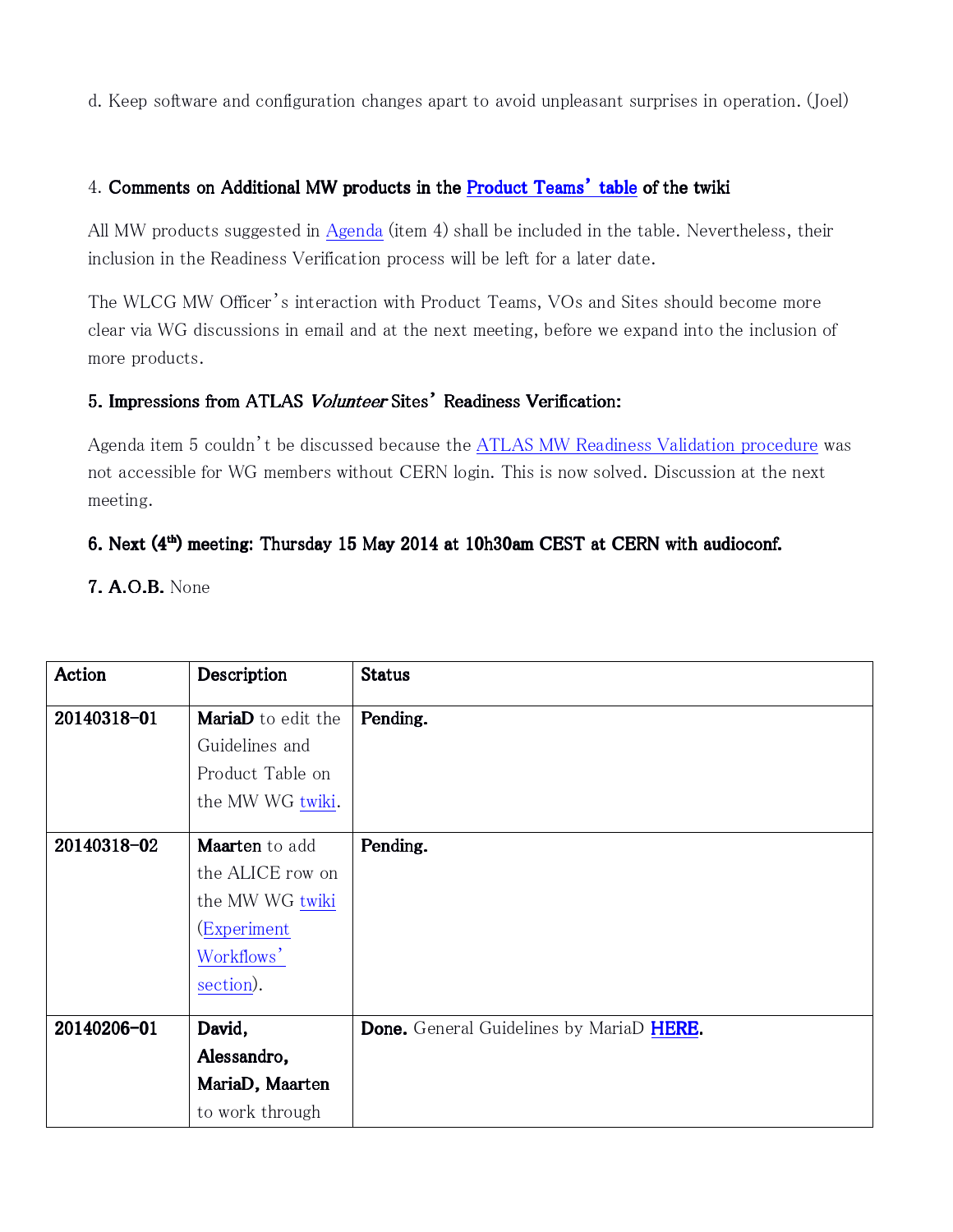d. Keep software and configuration changes apart to avoid unpleasant surprises in operation. (Joel)

## 4. **Comments on Additional MW products in the Product Teams' table of the twiki**

All MW products suggested in Agenda (item 4) shall be included in the table. Nevertheless, their inclusion in the Readiness Verification process will be left for a later date.

The WLCG MW Officer's interaction with Product Teams, VOs and Sites should become more clear via WG discussions in email and at the next meeting, before we expand into the inclusion of more products.

## 5. Impressions from ATLAS *Volunteer* Sites' Readiness Verification:

Agenda item 5 couldn't be discussed because the ATLAS MW Readiness Validation procedure was not accessible for WG members without CERN login. This is now solved. Discussion at the next meeting.

## 6. Next (4th) meeting: Thursday 15 May 2014 at 10h30am CEST at CERN with audioconf.

**7. A.O.B.** None

| Action | Description | Status |
|---|---|---|
| **20140318-01** | **MariaD** to edit the Guidelines and Product Table on the MW WG twiki. | **Pending.** |
| **20140318-02** | **Maarten** to add the ALICE row on the MW WG twiki (Experiment Workflows' section). | **Pending.** |
| **20140206-01** | **David, Alessandro, MariaD, Maarten** to work through | **Done.** General Guidelines by MariaD **HERE**. |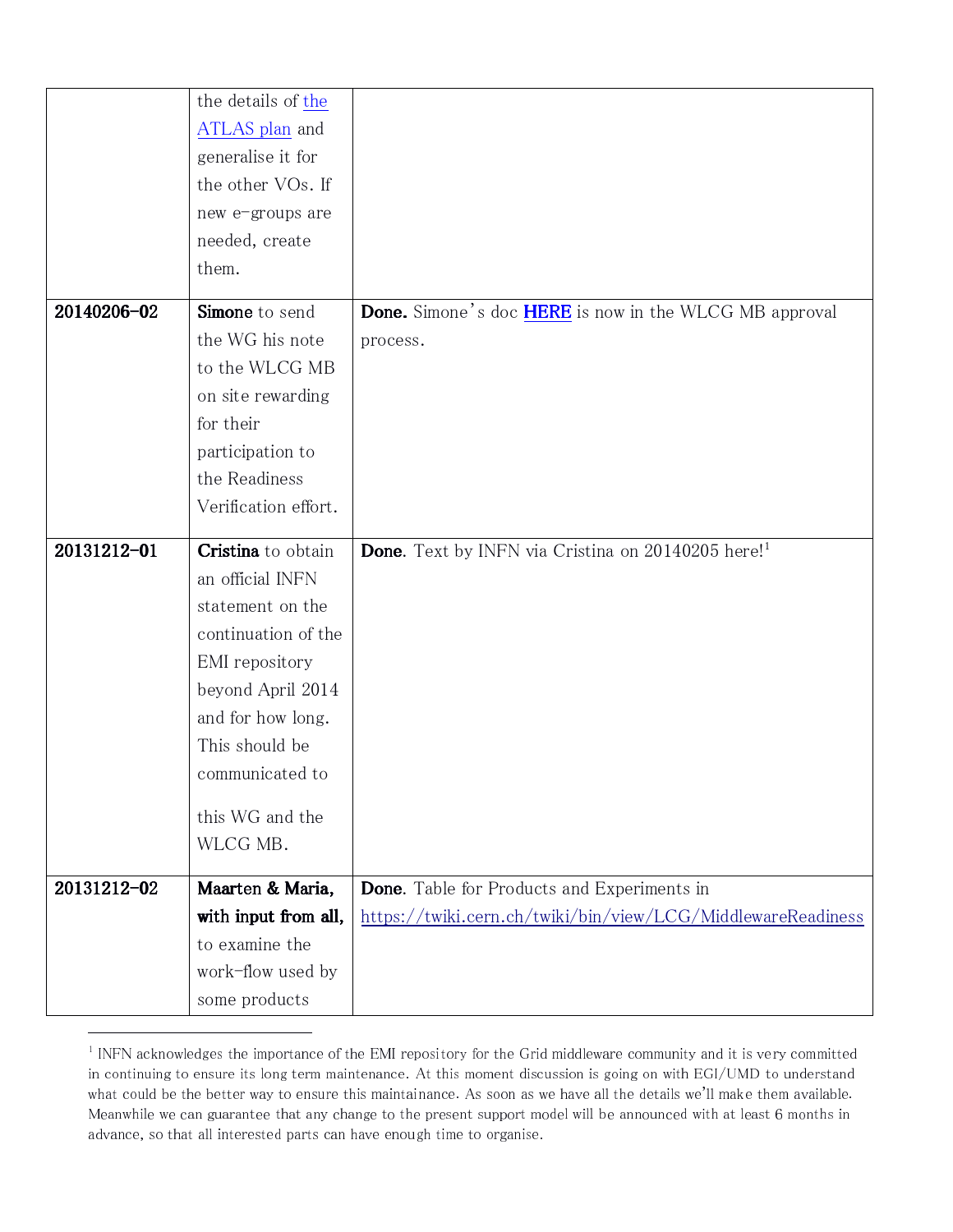| | | |
|---|---|---|
| | the details of the ATLAS plan and generalise it for the other VOs. If new e-groups are needed, create them. | |
| **20140206-02** | **Simone** to send the WG his note to the WLCG MB on site rewarding for their participation to the Readiness Verification effort. | **Done.** Simone's doc **HERE** is now in the WLCG MB approval process. |
| **20131212-01** | **Cristina** to obtain an official INFN statement on the continuation of the EMI repository beyond April 2014 and for how long. This should be communicated to this WG and the WLCG MB. | **Done**. Text by INFN via Cristina on 20140205 here![1] |
| **20131212-02** | **Maarten & Maria, with input from all,** to examine the work-flow used by some products | **Done**. Table for Products and Experiments in https://twiki.cern.ch/twiki/bin/view/LCG/MiddlewareReadiness |

[1] INFN acknowledges the importance of the EMI repository for the Grid middleware community and it is very committed in continuing to ensure its long term maintenance. At this moment discussion is going on with EGI/UMD to understand what could be the better way to ensure this maintainance. As soon as we have all the details we'll make them available. Meanwhile we can guarantee that any change to the present support model will be announced with at least 6 months in advance, so that all interested parts can have enough time to organise.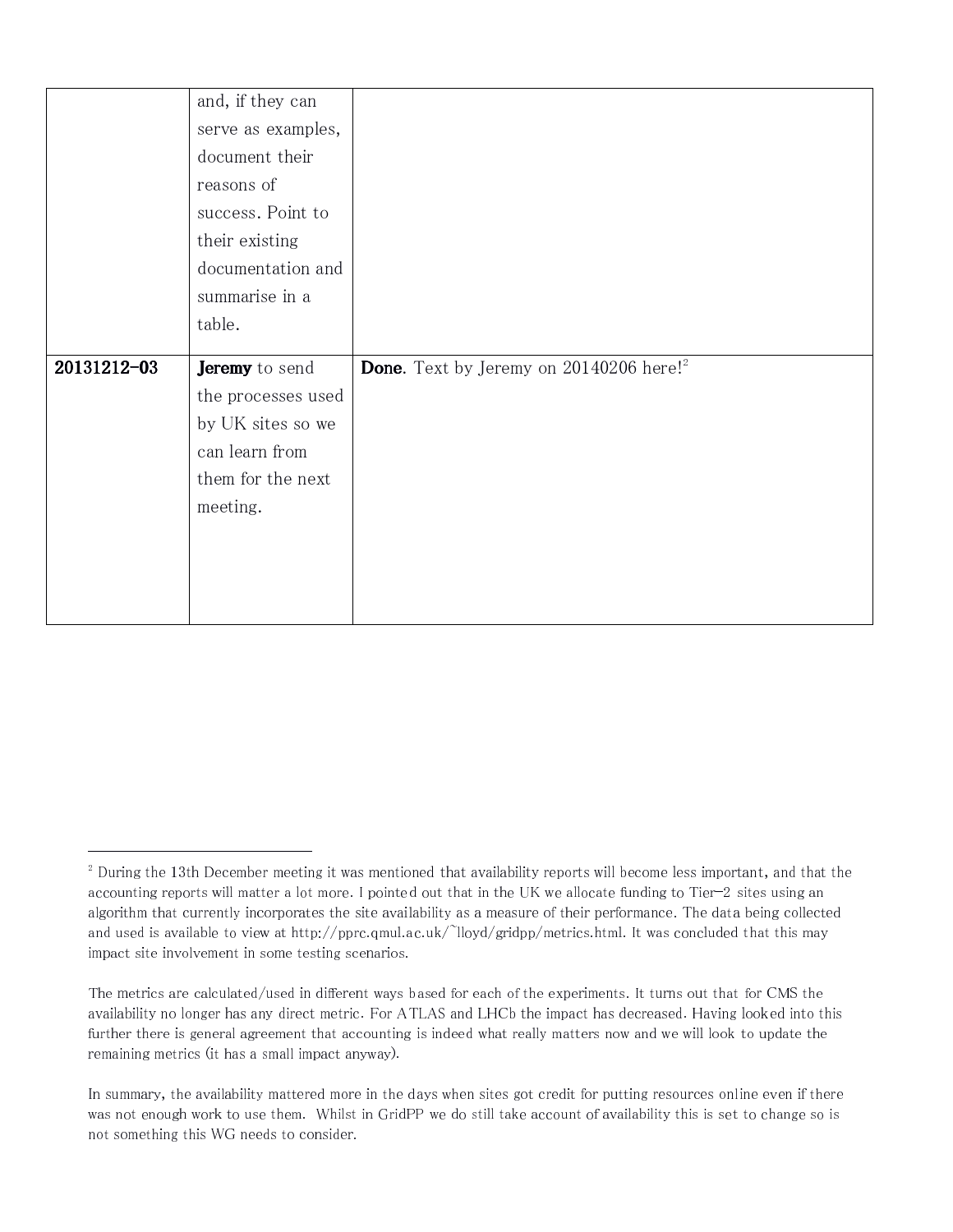| | | |
|---|---|---|
| | and, if they can serve as examples, document their reasons of success. Point to their existing documentation and summarise in a table. | |
| **20131212-03** | **Jeremy** to send the processes used by UK sites so we can learn from them for the next meeting. | **Done**. Text by Jeremy on 20140206 here![2] |

[2] During the 13th December meeting it was mentioned that availability reports will become less important, and that the accounting reports will matter a lot more. I pointed out that in the UK we allocate funding to Tier-2 sites using an algorithm that currently incorporates the site availability as a measure of their performance. The data being collected and used is available to view at http://pprc.qmul.ac.uk/~lloyd/gridpp/metrics.html. It was concluded that this may impact site involvement in some testing scenarios.

The metrics are calculated/used in different ways based for each of the experiments. It turns out that for CMS the availability no longer has any direct metric. For ATLAS and LHCb the impact has decreased. Having looked into this further there is general agreement that accounting is indeed what really matters now and we will look to update the remaining metrics (it has a small impact anyway).

In summary, the availability mattered more in the days when sites got credit for putting resources online even if there was not enough work to use them. Whilst in GridPP we do still take account of availability this is set to change so is not something this WG needs to consider.